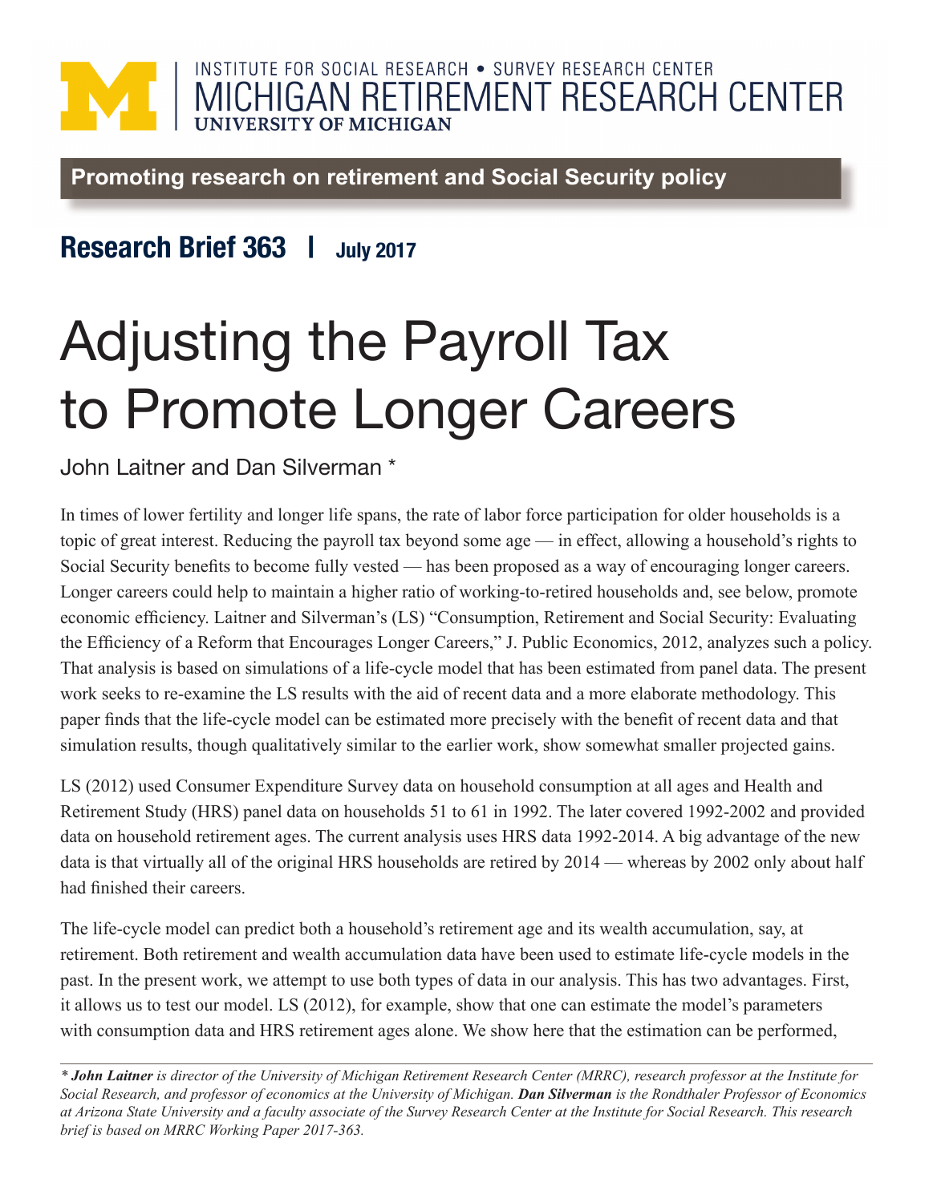INSTITUTE FOR SOCIAL RESEARCH • SURVEY RESEARCH CENTER
MICHIGAN RETIREMENT RESEARCH CENTER
UNIVERSITY OF MICHIGAN

**Promoting research on retirement and Social Security policy**

## Research Brief 363 | July 2017

# Adjusting the Payroll Tax to Promote Longer Careers

John Laitner and Dan Silverman *

In times of lower fertility and longer life spans, the rate of labor force participation for older households is a topic of great interest. Reducing the payroll tax beyond some age — in effect, allowing a household's rights to Social Security benefits to become fully vested — has been proposed as a way of encouraging longer careers. Longer careers could help to maintain a higher ratio of working-to-retired households and, see below, promote economic efficiency. Laitner and Silverman's (LS) "Consumption, Retirement and Social Security: Evaluating the Efficiency of a Reform that Encourages Longer Careers," J. Public Economics, 2012, analyzes such a policy. That analysis is based on simulations of a life-cycle model that has been estimated from panel data. The present work seeks to re-examine the LS results with the aid of recent data and a more elaborate methodology. This paper finds that the life-cycle model can be estimated more precisely with the benefit of recent data and that simulation results, though qualitatively similar to the earlier work, show somewhat smaller projected gains.

LS (2012) used Consumer Expenditure Survey data on household consumption at all ages and Health and Retirement Study (HRS) panel data on households 51 to 61 in 1992. The later covered 1992-2002 and provided data on household retirement ages. The current analysis uses HRS data 1992-2014. A big advantage of the new data is that virtually all of the original HRS households are retired by 2014 — whereas by 2002 only about half had finished their careers.

The life-cycle model can predict both a household's retirement age and its wealth accumulation, say, at retirement. Both retirement and wealth accumulation data have been used to estimate life-cycle models in the past. In the present work, we attempt to use both types of data in our analysis. This has two advantages. First, it allows us to test our model. LS (2012), for example, show that one can estimate the model's parameters with consumption data and HRS retirement ages alone. We show here that the estimation can be performed,

---

*\* **John Laitner** is director of the University of Michigan Retirement Research Center (MRRC), research professor at the Institute for Social Research, and professor of economics at the University of Michigan. **Dan Silverman** is the Rondthaler Professor of Economics at Arizona State University and a faculty associate of the Survey Research Center at the Institute for Social Research. This research brief is based on MRRC Working Paper 2017-363.*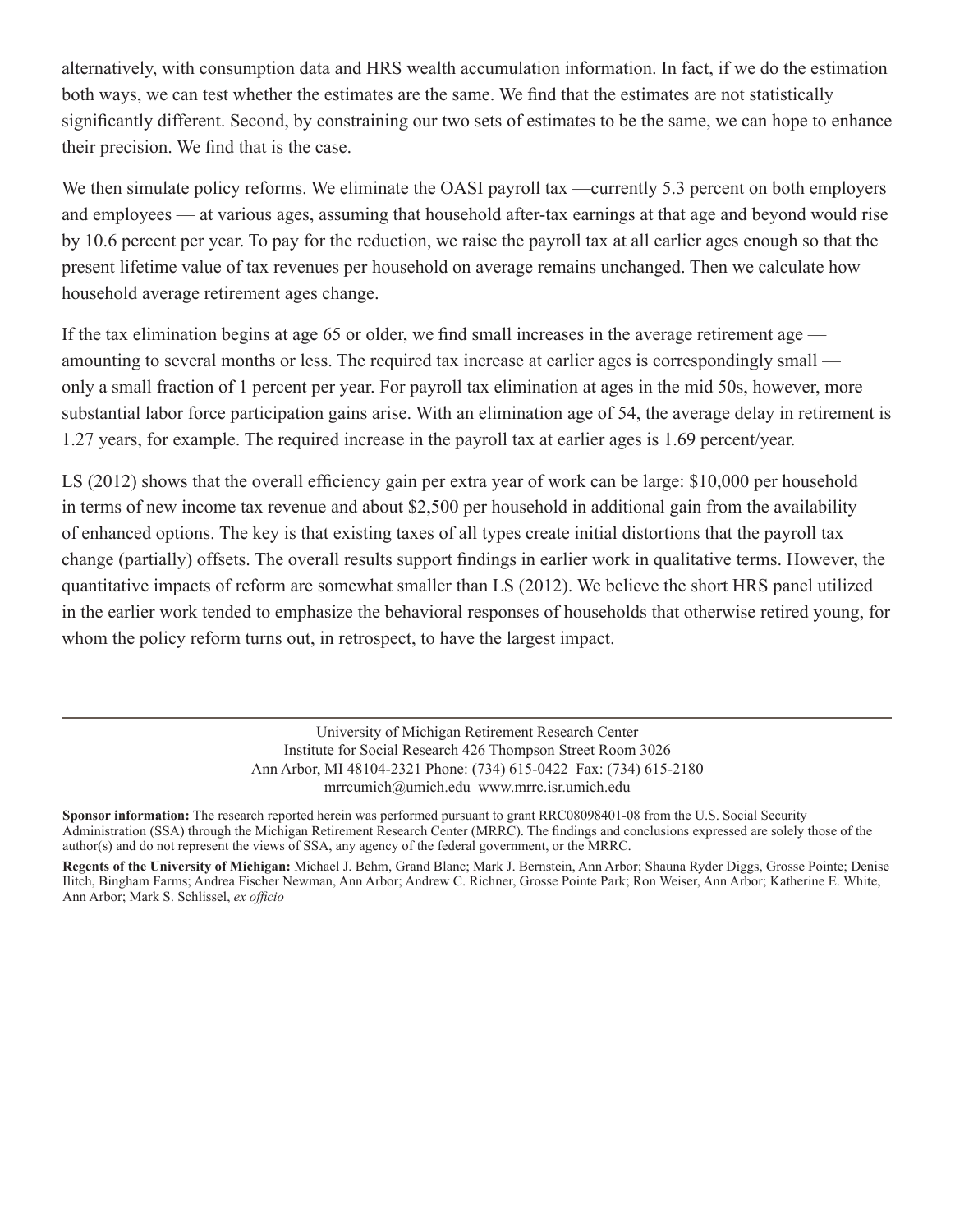alternatively, with consumption data and HRS wealth accumulation information. In fact, if we do the estimation both ways, we can test whether the estimates are the same. We find that the estimates are not statistically significantly different. Second, by constraining our two sets of estimates to be the same, we can hope to enhance their precision. We find that is the case.

We then simulate policy reforms. We eliminate the OASI payroll tax —currently 5.3 percent on both employers and employees — at various ages, assuming that household after-tax earnings at that age and beyond would rise by 10.6 percent per year. To pay for the reduction, we raise the payroll tax at all earlier ages enough so that the present lifetime value of tax revenues per household on average remains unchanged. Then we calculate how household average retirement ages change.

If the tax elimination begins at age 65 or older, we find small increases in the average retirement age — amounting to several months or less. The required tax increase at earlier ages is correspondingly small — only a small fraction of 1 percent per year. For payroll tax elimination at ages in the mid 50s, however, more substantial labor force participation gains arise. With an elimination age of 54, the average delay in retirement is 1.27 years, for example. The required increase in the payroll tax at earlier ages is 1.69 percent/year.

LS (2012) shows that the overall efficiency gain per extra year of work can be large: $10,000 per household in terms of new income tax revenue and about $2,500 per household in additional gain from the availability of enhanced options. The key is that existing taxes of all types create initial distortions that the payroll tax change (partially) offsets. The overall results support findings in earlier work in qualitative terms. However, the quantitative impacts of reform are somewhat smaller than LS (2012). We believe the short HRS panel utilized in the earlier work tended to emphasize the behavioral responses of households that otherwise retired young, for whom the policy reform turns out, in retrospect, to have the largest impact.

---

University of Michigan Retirement Research Center
Institute for Social Research 426 Thompson Street Room 3026
Ann Arbor, MI 48104-2321 Phone: (734) 615-0422 Fax: (734) 615-2180
mrrcumich@umich.edu www.mrrc.isr.umich.edu

---

**Sponsor information:** The research reported herein was performed pursuant to grant RRC08098401-08 from the U.S. Social Security Administration (SSA) through the Michigan Retirement Research Center (MRRC). The findings and conclusions expressed are solely those of the author(s) and do not represent the views of SSA, any agency of the federal government, or the MRRC.

**Regents of the University of Michigan:** Michael J. Behm, Grand Blanc; Mark J. Bernstein, Ann Arbor; Shauna Ryder Diggs, Grosse Pointe; Denise Ilitch, Bingham Farms; Andrea Fischer Newman, Ann Arbor; Andrew C. Richner, Grosse Pointe Park; Ron Weiser, Ann Arbor; Katherine E. White, Ann Arbor; Mark S. Schlissel, *ex officio*